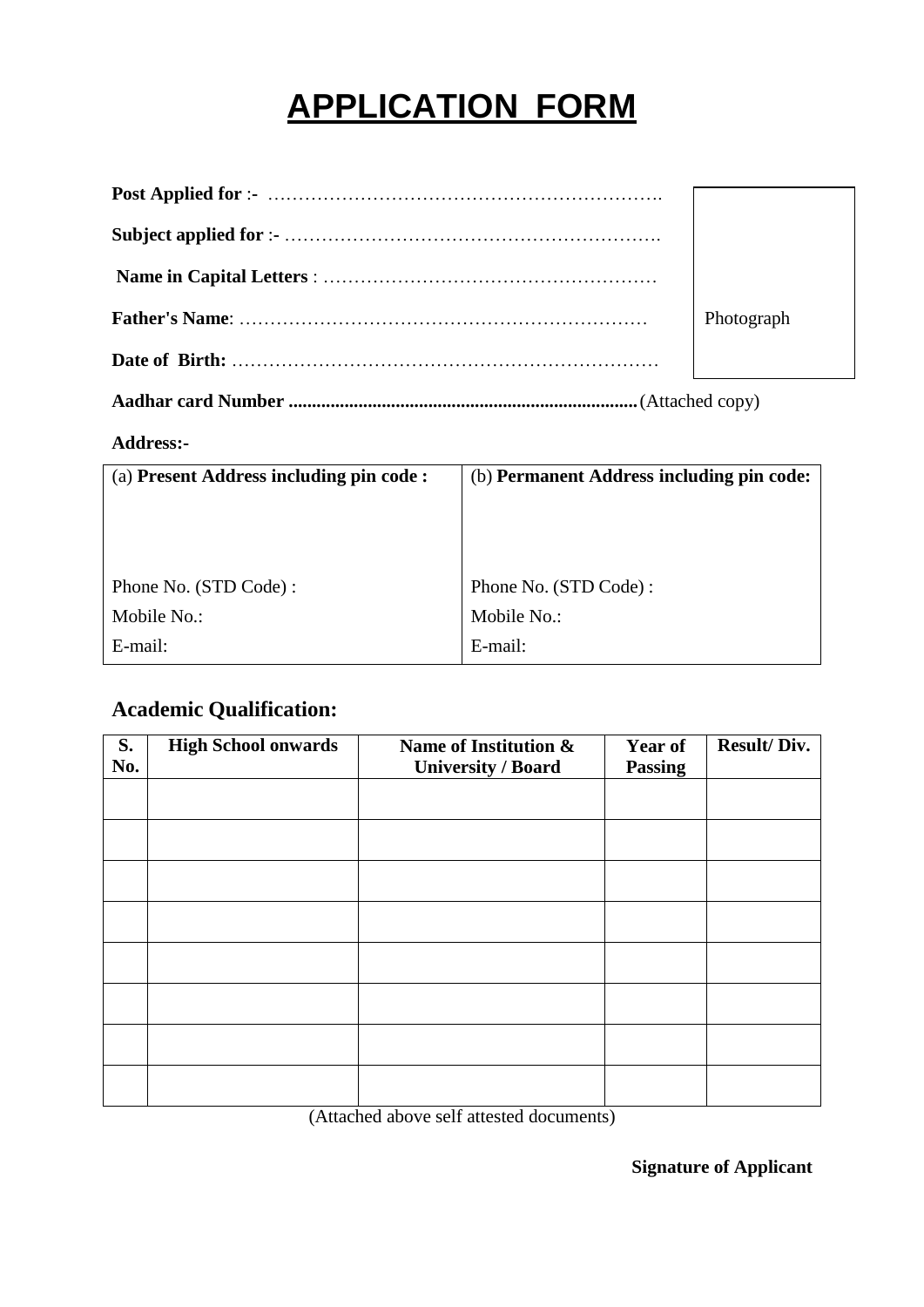# APPLICATION FORM

**Post Applied for** :- ……………………………………………………….

**Subject applied for** :- …………………………………………………….

**Name in Capital Letters** : ………………………………………………

**Father's Name**: …………………………………………………………

**Date of Birth:** ……………………………………………………………

Photograph

**Aadhar card Number** ..........................................................................(Attached copy)

**Address:-**

| (a) **Present Address including pin code :** | (b) **Permanent Address including pin code:** |
|---|---|
| | |
| Phone No. (STD Code) : | Phone No. (STD Code) : |
| Mobile No.: | Mobile No.: |
| E-mail: | E-mail: |

## Academic Qualification:

| S. No. | High School onwards | Name of Institution & University / Board | Year of Passing | Result/ Div. |
|---|---|---|---|---|
| | | | | |
| | | | | |
| | | | | |
| | | | | |
| | | | | |
| | | | | |
| | | | | |
| | | | | |

(Attached above self attested documents)

**Signature of Applicant**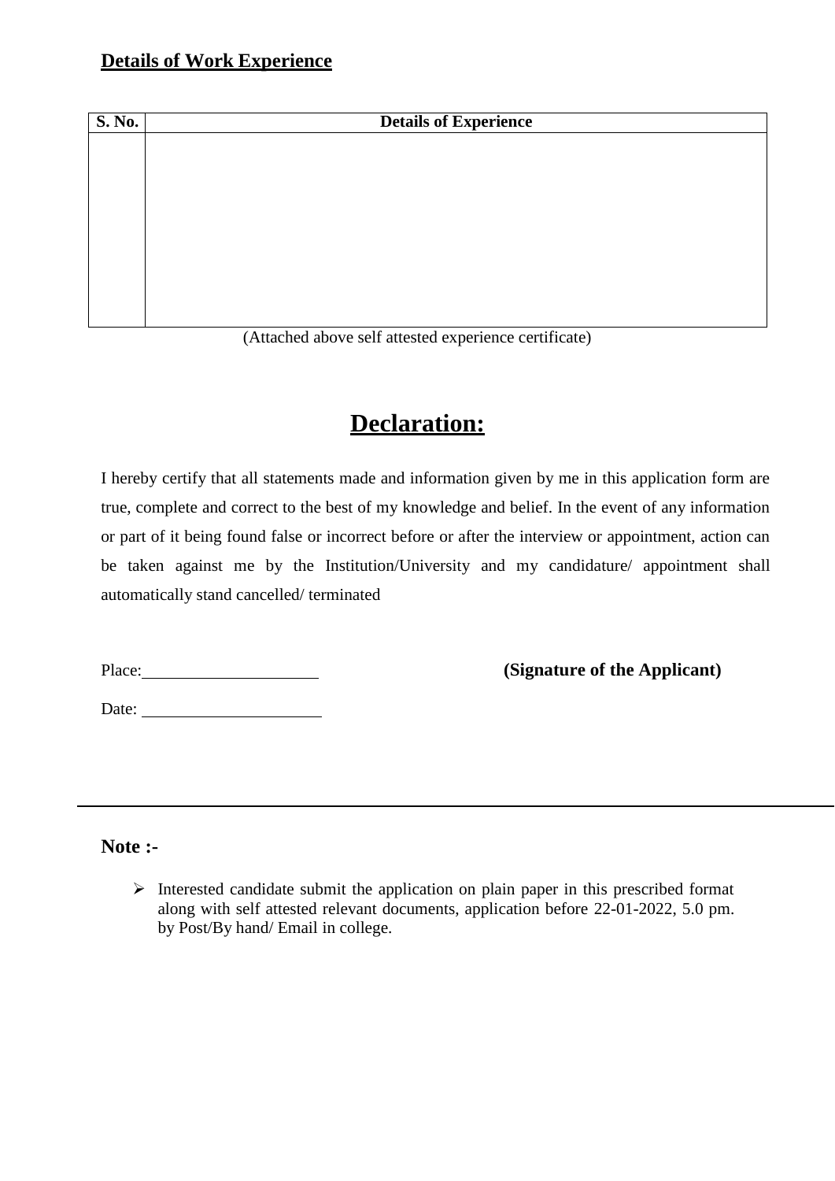## Details of Work Experience

| S. No. | Details of Experience |
|---|---|
| | |

(Attached above self attested experience certificate)

# Declaration:

I hereby certify that all statements made and information given by me in this application form are true, complete and correct to the best of my knowledge and belief. In the event of any information or part of it being found false or incorrect before or after the interview or appointment, action can be taken against me by the Institution/University and my candidature/ appointment shall automatically stand cancelled/ terminated

Place:____________________ **(Signature of the Applicant)**

Date: ____________________

---

**Note :-**

- Interested candidate submit the application on plain paper in this prescribed format along with self attested relevant documents, application before 22-01-2022, 5.0 pm. by Post/By hand/ Email in college.